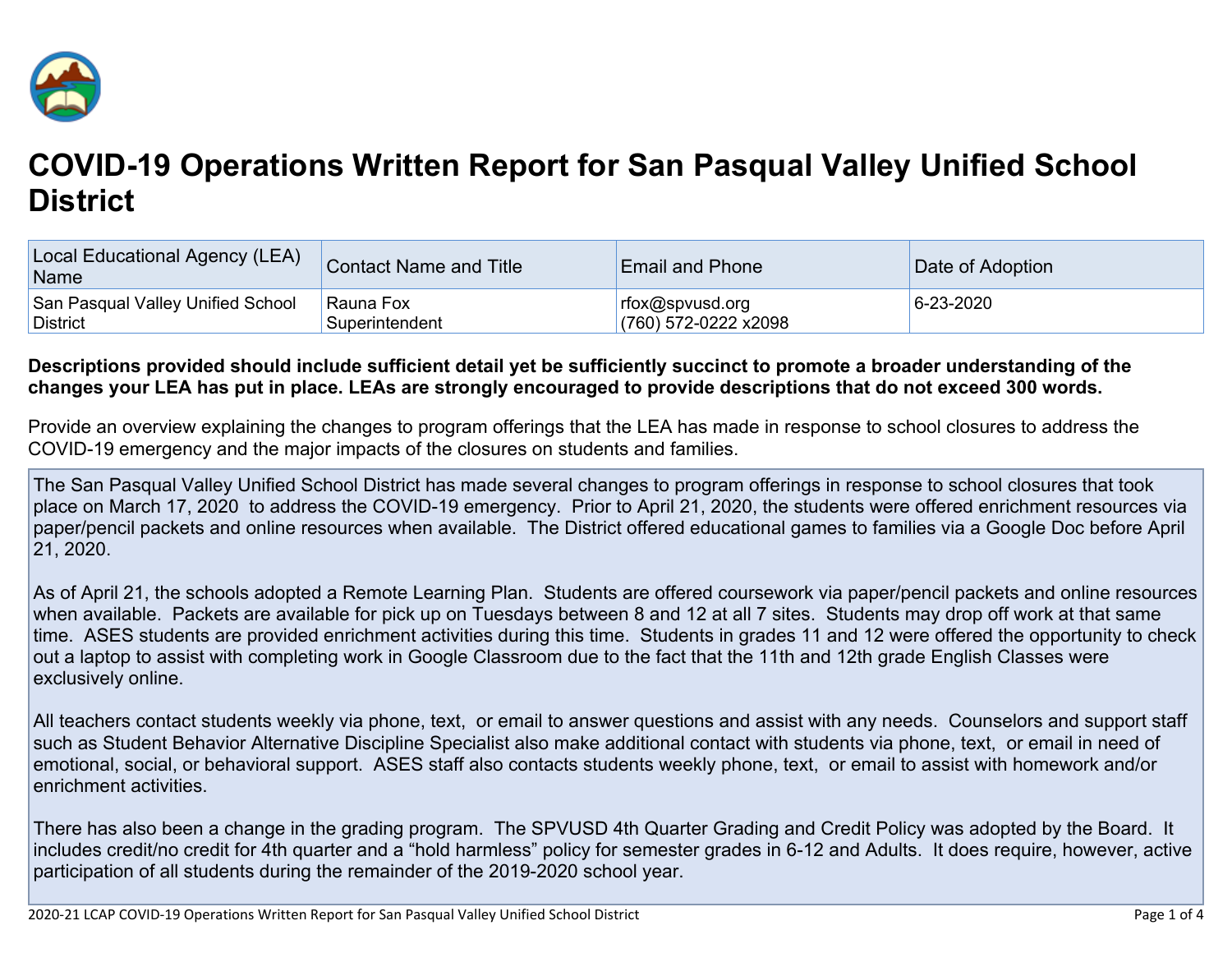# COVID-19 Operations Written Report for San Pasqual Valley Unified School District

| Local Educational Agency (LEA) Name | Contact Name and Title | Email and Phone | Date of Adoption |
|---|---|---|---|
| San Pasqual Valley Unified School District | Rauna Fox<br>Superintendent | rfox@spvusd.org<br>(760) 572-0222 x2098 | 6-23-2020 |

**Descriptions provided should include sufficient detail yet be sufficiently succinct to promote a broader understanding of the changes your LEA has put in place. LEAs are strongly encouraged to provide descriptions that do not exceed 300 words.**

Provide an overview explaining the changes to program offerings that the LEA has made in response to school closures to address the COVID-19 emergency and the major impacts of the closures on students and families.

The San Pasqual Valley Unified School District has made several changes to program offerings in response to school closures that took place on March 17, 2020 to address the COVID-19 emergency. Prior to April 21, 2020, the students were offered enrichment resources via paper/pencil packets and online resources when available. The District offered educational games to families via a Google Doc before April 21, 2020.

As of April 21, the schools adopted a Remote Learning Plan. Students are offered coursework via paper/pencil packets and online resources when available. Packets are available for pick up on Tuesdays between 8 and 12 at all 7 sites. Students may drop off work at that same time. ASES students are provided enrichment activities during this time. Students in grades 11 and 12 were offered the opportunity to check out a laptop to assist with completing work in Google Classroom due to the fact that the 11th and 12th grade English Classes were exclusively online.

All teachers contact students weekly via phone, text, or email to answer questions and assist with any needs. Counselors and support staff such as Student Behavior Alternative Discipline Specialist also make additional contact with students via phone, text, or email in need of emotional, social, or behavioral support. ASES staff also contacts students weekly phone, text, or email to assist with homework and/or enrichment activities.

There has also been a change in the grading program. The SPVUSD 4th Quarter Grading and Credit Policy was adopted by the Board. It includes credit/no credit for 4th quarter and a "hold harmless" policy for semester grades in 6-12 and Adults. It does require, however, active participation of all students during the remainder of the 2019-2020 school year.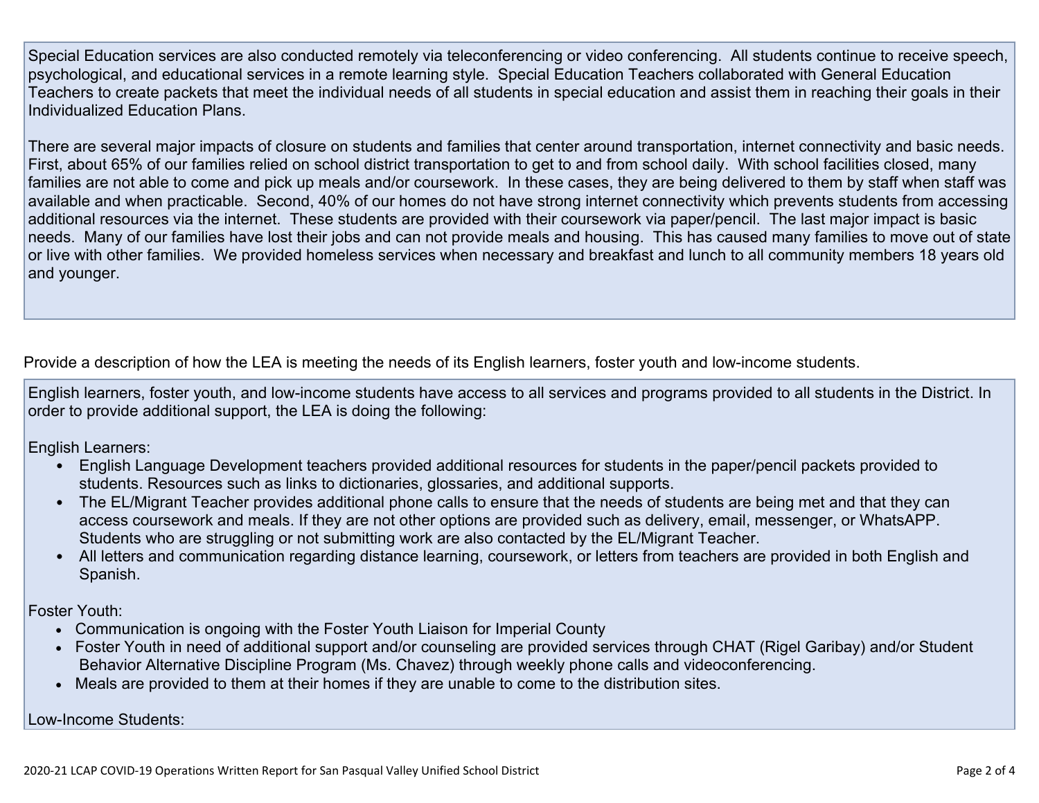Special Education services are also conducted remotely via teleconferencing or video conferencing. All students continue to receive speech, psychological, and educational services in a remote learning style. Special Education Teachers collaborated with General Education Teachers to create packets that meet the individual needs of all students in special education and assist them in reaching their goals in their Individualized Education Plans.

There are several major impacts of closure on students and families that center around transportation, internet connectivity and basic needs. First, about 65% of our families relied on school district transportation to get to and from school daily. With school facilities closed, many families are not able to come and pick up meals and/or coursework. In these cases, they are being delivered to them by staff when staff was available and when practicable. Second, 40% of our homes do not have strong internet connectivity which prevents students from accessing additional resources via the internet. These students are provided with their coursework via paper/pencil. The last major impact is basic needs. Many of our families have lost their jobs and can not provide meals and housing. This has caused many families to move out of state or live with other families. We provided homeless services when necessary and breakfast and lunch to all community members 18 years old and younger.

Provide a description of how the LEA is meeting the needs of its English learners, foster youth and low-income students.

English learners, foster youth, and low-income students have access to all services and programs provided to all students in the District. In order to provide additional support, the LEA is doing the following:

English Learners:

- English Language Development teachers provided additional resources for students in the paper/pencil packets provided to students. Resources such as links to dictionaries, glossaries, and additional supports.
- The EL/Migrant Teacher provides additional phone calls to ensure that the needs of students are being met and that they can access coursework and meals. If they are not other options are provided such as delivery, email, messenger, or WhatsAPP. Students who are struggling or not submitting work are also contacted by the EL/Migrant Teacher.
- All letters and communication regarding distance learning, coursework, or letters from teachers are provided in both English and Spanish.

Foster Youth:

- Communication is ongoing with the Foster Youth Liaison for Imperial County
- Foster Youth in need of additional support and/or counseling are provided services through CHAT (Rigel Garibay) and/or Student Behavior Alternative Discipline Program (Ms. Chavez) through weekly phone calls and videoconferencing.
- Meals are provided to them at their homes if they are unable to come to the distribution sites.

Low-Income Students: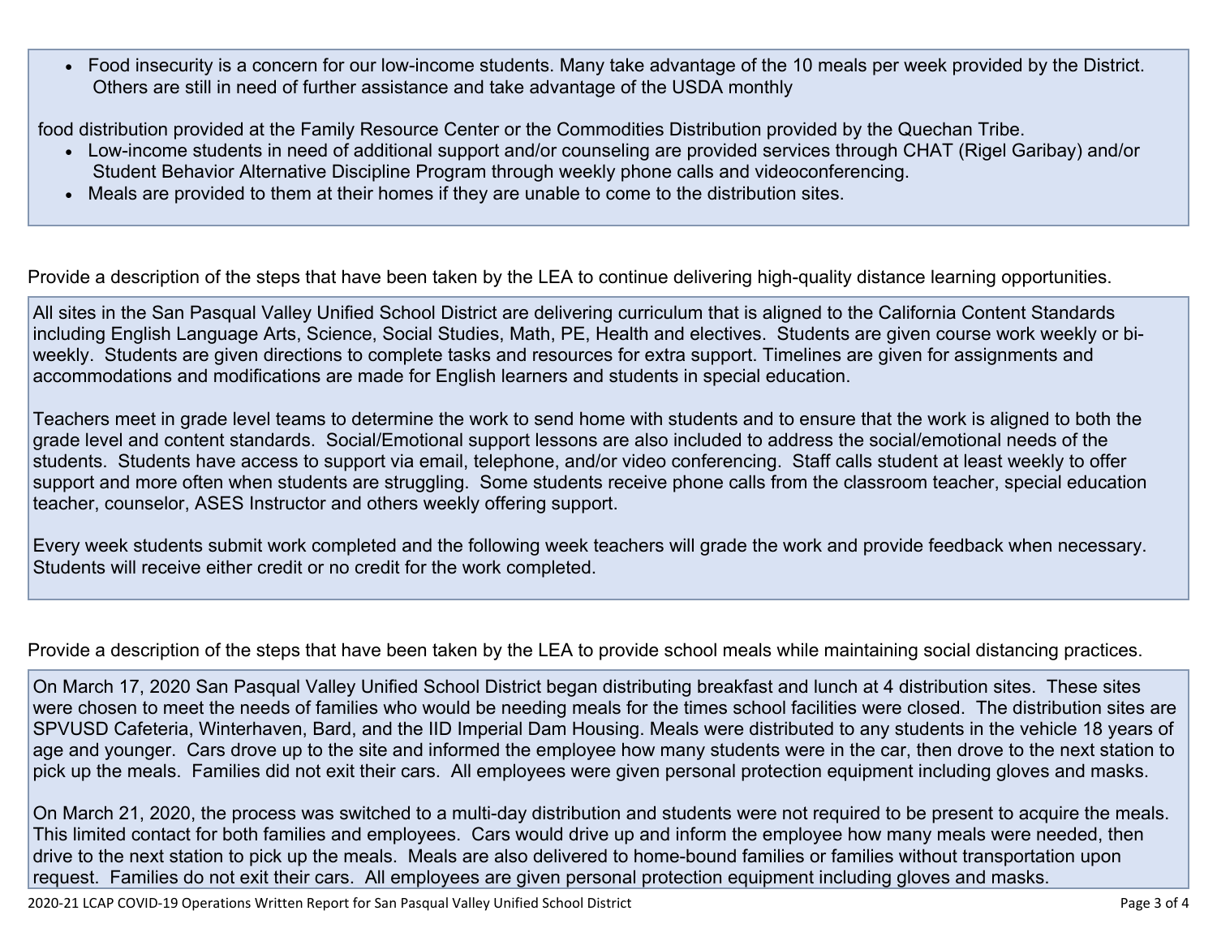- Food insecurity is a concern for our low-income students. Many take advantage of the 10 meals per week provided by the District. Others are still in need of further assistance and take advantage of the USDA monthly

food distribution provided at the Family Resource Center or the Commodities Distribution provided by the Quechan Tribe.

- Low-income students in need of additional support and/or counseling are provided services through CHAT (Rigel Garibay) and/or Student Behavior Alternative Discipline Program through weekly phone calls and videoconferencing.
- Meals are provided to them at their homes if they are unable to come to the distribution sites.

Provide a description of the steps that have been taken by the LEA to continue delivering high-quality distance learning opportunities.

All sites in the San Pasqual Valley Unified School District are delivering curriculum that is aligned to the California Content Standards including English Language Arts, Science, Social Studies, Math, PE, Health and electives. Students are given course work weekly or bi-weekly. Students are given directions to complete tasks and resources for extra support. Timelines are given for assignments and accommodations and modifications are made for English learners and students in special education.

Teachers meet in grade level teams to determine the work to send home with students and to ensure that the work is aligned to both the grade level and content standards. Social/Emotional support lessons are also included to address the social/emotional needs of the students. Students have access to support via email, telephone, and/or video conferencing. Staff calls student at least weekly to offer support and more often when students are struggling. Some students receive phone calls from the classroom teacher, special education teacher, counselor, ASES Instructor and others weekly offering support.

Every week students submit work completed and the following week teachers will grade the work and provide feedback when necessary. Students will receive either credit or no credit for the work completed.

Provide a description of the steps that have been taken by the LEA to provide school meals while maintaining social distancing practices.

On March 17, 2020 San Pasqual Valley Unified School District began distributing breakfast and lunch at 4 distribution sites. These sites were chosen to meet the needs of families who would be needing meals for the times school facilities were closed. The distribution sites are SPVUSD Cafeteria, Winterhaven, Bard, and the IID Imperial Dam Housing. Meals were distributed to any students in the vehicle 18 years of age and younger. Cars drove up to the site and informed the employee how many students were in the car, then drove to the next station to pick up the meals. Families did not exit their cars. All employees were given personal protection equipment including gloves and masks.

On March 21, 2020, the process was switched to a multi-day distribution and students were not required to be present to acquire the meals. This limited contact for both families and employees. Cars would drive up and inform the employee how many meals were needed, then drive to the next station to pick up the meals. Meals are also delivered to home-bound families or families without transportation upon request. Families do not exit their cars. All employees are given personal protection equipment including gloves and masks.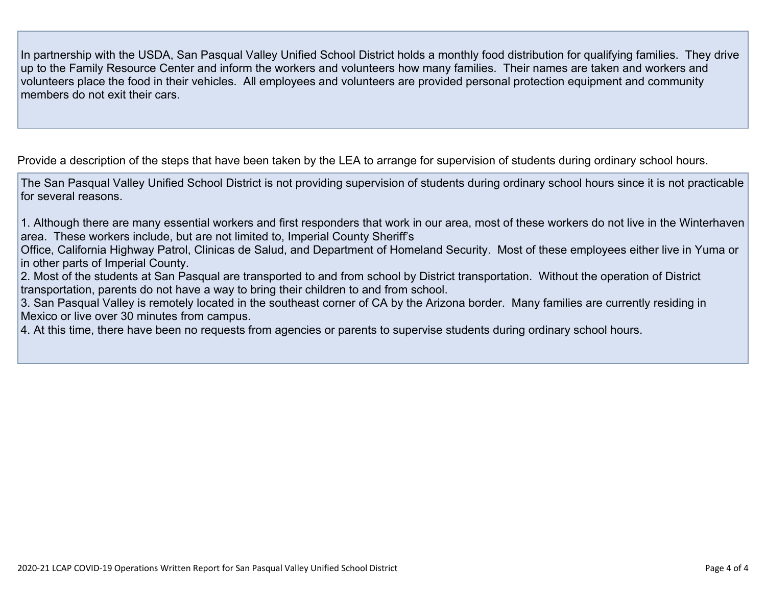In partnership with the USDA, San Pasqual Valley Unified School District holds a monthly food distribution for qualifying families. They drive up to the Family Resource Center and inform the workers and volunteers how many families. Their names are taken and workers and volunteers place the food in their vehicles. All employees and volunteers are provided personal protection equipment and community members do not exit their cars.

Provide a description of the steps that have been taken by the LEA to arrange for supervision of students during ordinary school hours.

The San Pasqual Valley Unified School District is not providing supervision of students during ordinary school hours since it is not practicable for several reasons.

1. Although there are many essential workers and first responders that work in our area, most of these workers do not live in the Winterhaven area. These workers include, but are not limited to, Imperial County Sheriff's Office, California Highway Patrol, Clinicas de Salud, and Department of Homeland Security. Most of these employees either live in Yuma or in other parts of Imperial County.
2. Most of the students at San Pasqual are transported to and from school by District transportation. Without the operation of District transportation, parents do not have a way to bring their children to and from school.
3. San Pasqual Valley is remotely located in the southeast corner of CA by the Arizona border. Many families are currently residing in Mexico or live over 30 minutes from campus.
4. At this time, there have been no requests from agencies or parents to supervise students during ordinary school hours.